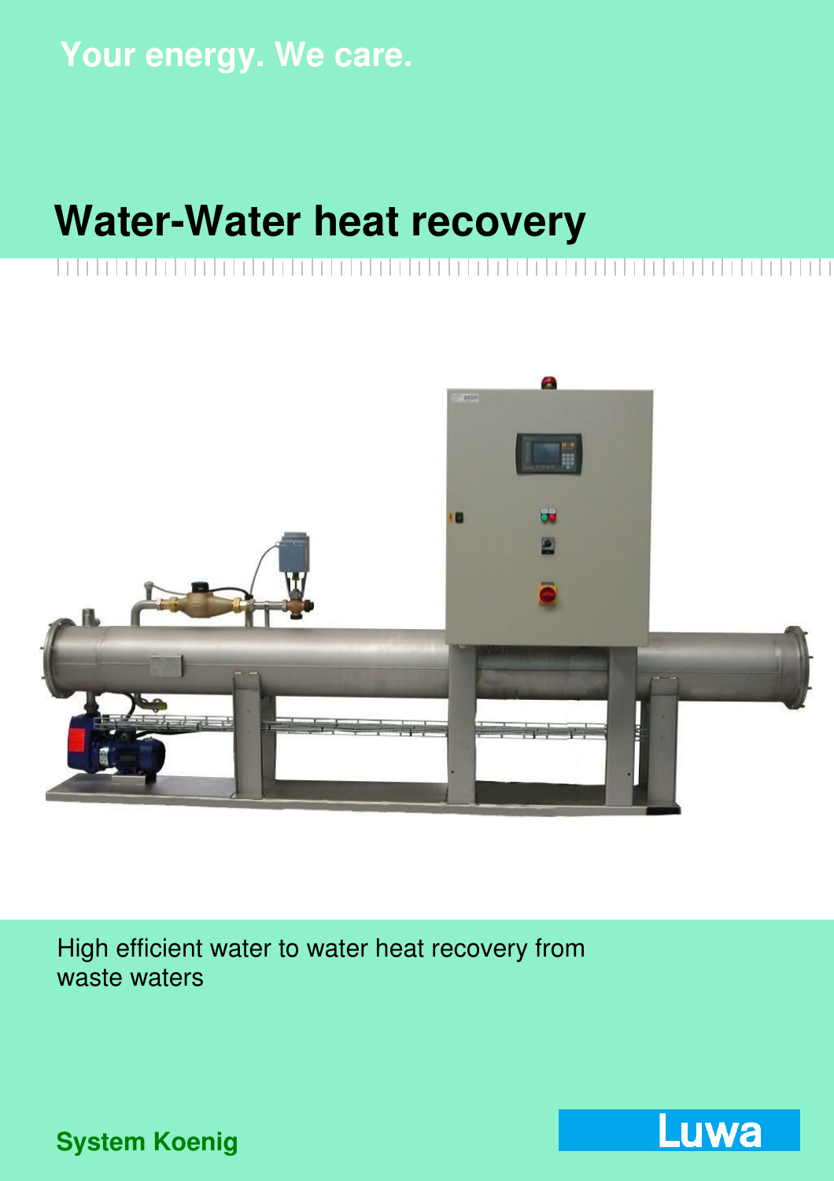Your energy. We care.

# Water-Water heat recovery

High efficient water to water heat recovery from waste waters

**System Koenig**

Luwa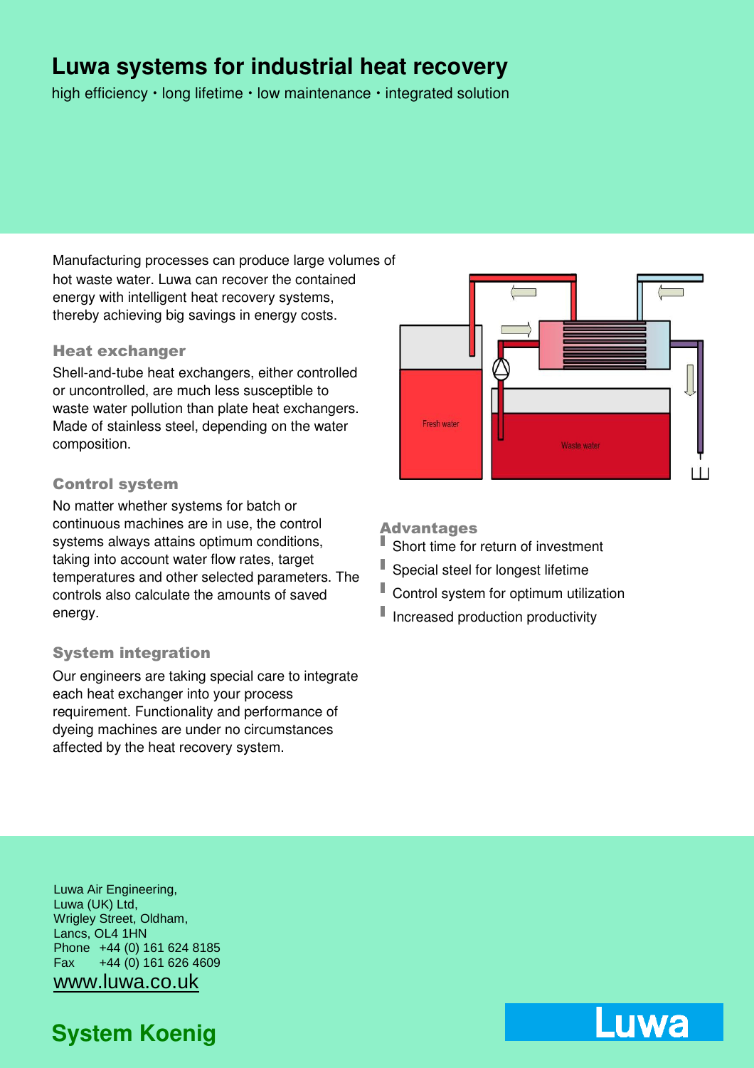# Luwa systems for industrial heat recovery

high efficiency • long lifetime • low maintenance • integrated solution

Manufacturing processes can produce large volumes of hot waste water. Luwa can recover the contained energy with intelligent heat recovery systems, thereby achieving big savings in energy costs.

### Heat exchanger

Shell-and-tube heat exchangers, either controlled or uncontrolled, are much less susceptible to waste water pollution than plate heat exchangers. Made of stainless steel, depending on the water composition.

### Control system

No matter whether systems for batch or continuous machines are in use, the control systems always attains optimum conditions, taking into account water flow rates, target temperatures and other selected parameters. The controls also calculate the amounts of saved energy.

### System integration

Our engineers are taking special care to integrate each heat exchanger into your process requirement. Functionality and performance of dyeing machines are under no circumstances affected by the heat recovery system.

Fresh water

Waste water

### Advantages

- Short time for return of investment
- Special steel for longest lifetime
- Control system for optimum utilization
- Increased production productivity

Luwa Air Engineering,
Luwa (UK) Ltd,
Wrigley Street, Oldham,
Lancs, OL4 1HN
Phone +44 (0) 161 624 8185
Fax +44 (0) 161 626 4609
www.luwa.co.uk

**System Koenig**

Luwa